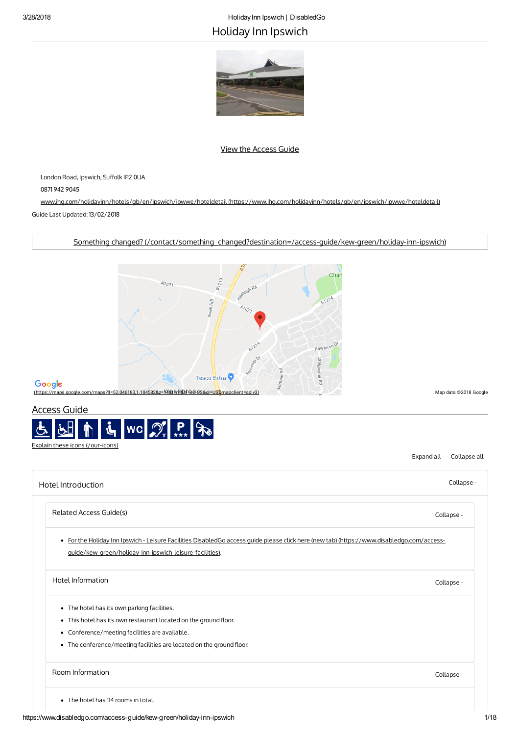# Holiday Inn Ipswich

View the Access Guide

London Road, Ipswich, Suffolk IP2 0UA

0871 942 9045

www.ihg.com/holidayinn/hotels/gb/en/ipswich/ipwwe/hoteldetail (https://www.ihg.com/holidayinn/hotels/gb/en/ipswich/ipwwe/hoteldetail)

Guide Last Updated: 13/02/2018

Something changed? (/contact/something_changed?destination=/access-guide/kew-green/holiday-inn-ipswich)

(https://maps.google.com/maps?ll=52.046183,1.104582&z=14&t=m&hl=en-US&gl=US&mapclient=apiv3)

Map data ©2018 Google

## Access Guide

Explain these icons (/our-icons)

Expand all   Collapse all

### Hotel Introduction

Collapse -

#### Related Access Guide(s)

Collapse -

- For the Holiday Inn Ipswich - Leisure Facilities DisabledGo access guide please click here (new tab) (https://www.disabledgo.com/access-guide/kew-green/holiday-inn-ipswich-leisure-facilities).

#### Hotel Information

Collapse -

- The hotel has its own parking facilities.
- This hotel has its own restaurant located on the ground floor.
- Conference/meeting facilities are available.
- The conference/meeting facilities are located on the ground floor.

#### Room Information

Collapse -

- The hotel has 114 rooms in total.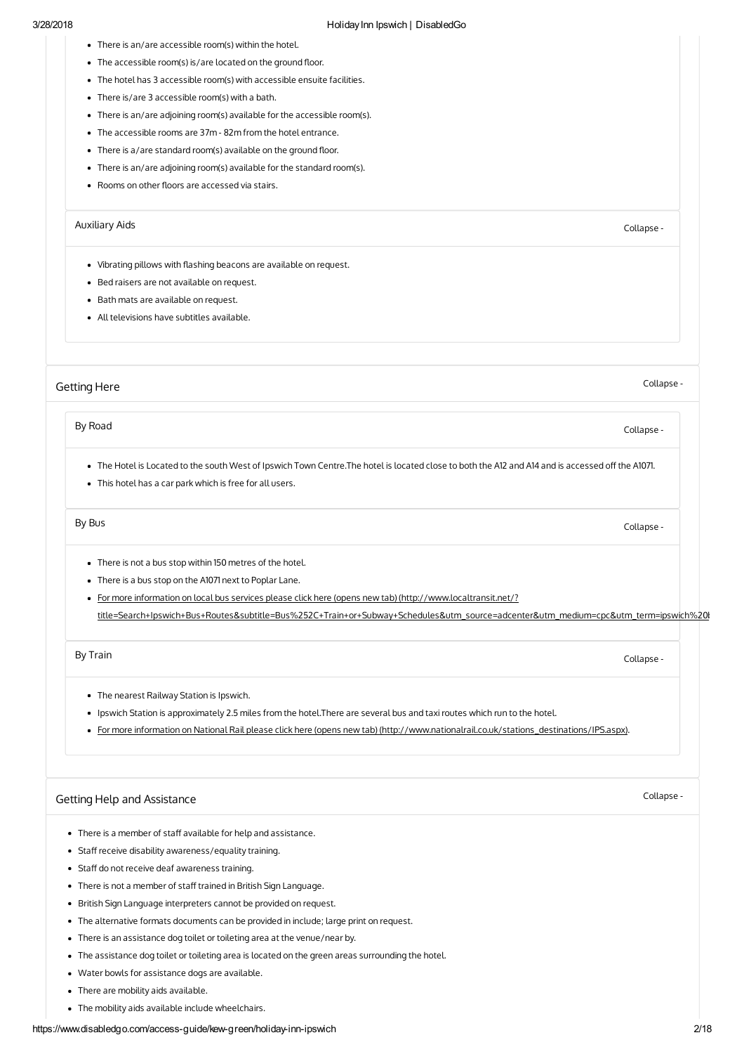- There is an/are accessible room(s) within the hotel.
- The accessible room(s) is/are located on the ground floor.
- The hotel has 3 accessible room(s) with accessible ensuite facilities.
- There is/are 3 accessible room(s) with a bath.
- There is an/are adjoining room(s) available for the accessible room(s).
- The accessible rooms are 37m - 82m from the hotel entrance.
- There is a/are standard room(s) available on the ground floor.
- There is an/are adjoining room(s) available for the standard room(s).
- Rooms on other floors are accessed via stairs.

### Auxiliary Aids

Collapse -

- Vibrating pillows with flashing beacons are available on request.
- Bed raisers are not available on request.
- Bath mats are available on request.
- All televisions have subtitles available.

## Getting Here

Collapse -

### By Road

Collapse -

- The Hotel is Located to the south West of Ipswich Town Centre.The hotel is located close to both the A12 and A14 and is accessed off the A1071.
- This hotel has a car park which is free for all users.

### By Bus

Collapse -

- There is not a bus stop within 150 metres of the hotel.
- There is a bus stop on the A1071 next to Poplar Lane.
- For more information on local bus services please click here (opens new tab) (http://www.localtransit.net/?title=Search+Ipswich+Bus+Routes&subtitle=Bus%252C+Train+or+Subway+Schedules&utm_source=adcenter&utm_medium=cpc&utm_term=ipswich%20

### By Train

Collapse -

- The nearest Railway Station is Ipswich.
- Ipswich Station is approximately 2.5 miles from the hotel.There are several bus and taxi routes which run to the hotel.
- For more information on National Rail please click here (opens new tab) (http://www.nationalrail.co.uk/stations_destinations/IPS.aspx).

## Getting Help and Assistance

Collapse -

- There is a member of staff available for help and assistance.
- Staff receive disability awareness/equality training.
- Staff do not receive deaf awareness training.
- There is not a member of staff trained in British Sign Language.
- British Sign Language interpreters cannot be provided on request.
- The alternative formats documents can be provided in include; large print on request.
- There is an assistance dog toilet or toileting area at the venue/near by.
- The assistance dog toilet or toileting area is located on the green areas surrounding the hotel.
- Water bowls for assistance dogs are available.
- There are mobility aids available.
- The mobility aids available include wheelchairs.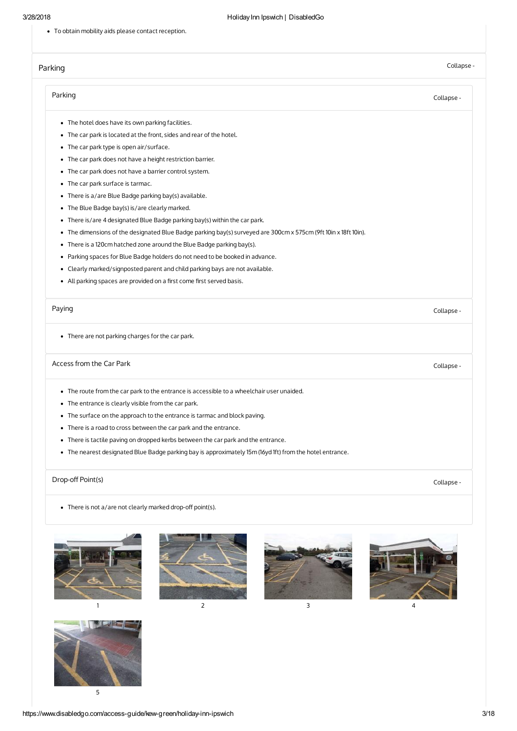- To obtain mobility aids please contact reception.

## Parking

### Parking

- The hotel does have its own parking facilities.
- The car park is located at the front, sides and rear of the hotel.
- The car park type is open air/surface.
- The car park does not have a height restriction barrier.
- The car park does not have a barrier control system.
- The car park surface is tarmac.
- There is a/are Blue Badge parking bay(s) available.
- The Blue Badge bay(s) is/are clearly marked.
- There is/are 4 designated Blue Badge parking bay(s) within the car park.
- The dimensions of the designated Blue Badge parking bay(s) surveyed are 300cm x 575cm (9ft 10in x 18ft 10in).
- There is a 120cm hatched zone around the Blue Badge parking bay(s).
- Parking spaces for Blue Badge holders do not need to be booked in advance.
- Clearly marked/signposted parent and child parking bays are not available.
- All parking spaces are provided on a first come first served basis.

### Paying

- There are not parking charges for the car park.

### Access from the Car Park

- The route from the car park to the entrance is accessible to a wheelchair user unaided.
- The entrance is clearly visible from the car park.
- The surface on the approach to the entrance is tarmac and block paving.
- There is a road to cross between the car park and the entrance.
- There is tactile paving on dropped kerbs between the car park and the entrance.
- The nearest designated Blue Badge parking bay is approximately 15m (16yd 1ft) from the hotel entrance.

### Drop-off Point(s)

- There is not a/are not clearly marked drop-off point(s).

1

2

3

4

5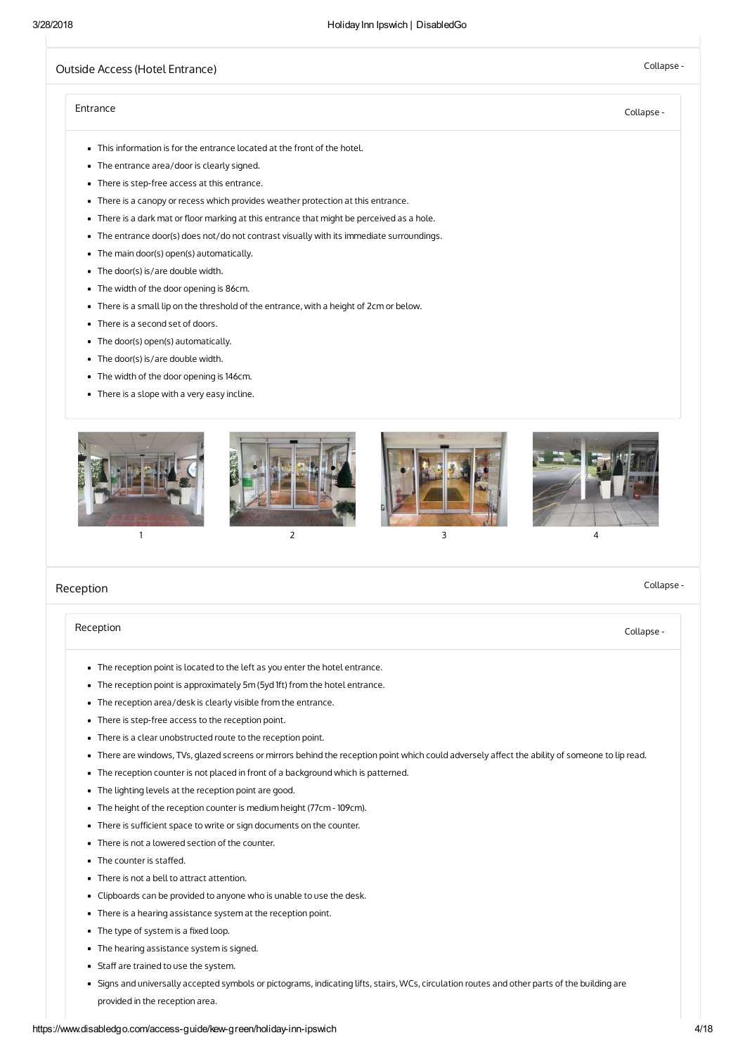## Outside Access (Hotel Entrance)

### Entrance

- This information is for the entrance located at the front of the hotel.
- The entrance area/door is clearly signed.
- There is step-free access at this entrance.
- There is a canopy or recess which provides weather protection at this entrance.
- There is a dark mat or floor marking at this entrance that might be perceived as a hole.
- The entrance door(s) does not/do not contrast visually with its immediate surroundings.
- The main door(s) open(s) automatically.
- The door(s) is/are double width.
- The width of the door opening is 86cm.
- There is a small lip on the threshold of the entrance, with a height of 2cm or below.
- There is a second set of doors.
- The door(s) open(s) automatically.
- The door(s) is/are double width.
- The width of the door opening is 146cm.
- There is a slope with a very easy incline.

1 2 3 4

## Reception

### Reception

- The reception point is located to the left as you enter the hotel entrance.
- The reception point is approximately 5m (5yd 1ft) from the hotel entrance.
- The reception area/desk is clearly visible from the entrance.
- There is step-free access to the reception point.
- There is a clear unobstructed route to the reception point.
- There are windows, TVs, glazed screens or mirrors behind the reception point which could adversely affect the ability of someone to lip read.
- The reception counter is not placed in front of a background which is patterned.
- The lighting levels at the reception point are good.
- The height of the reception counter is medium height (77cm - 109cm).
- There is sufficient space to write or sign documents on the counter.
- There is not a lowered section of the counter.
- The counter is staffed.
- There is not a bell to attract attention.
- Clipboards can be provided to anyone who is unable to use the desk.
- There is a hearing assistance system at the reception point.
- The type of system is a fixed loop.
- The hearing assistance system is signed.
- Staff are trained to use the system.
- Signs and universally accepted symbols or pictograms, indicating lifts, stairs, WCs, circulation routes and other parts of the building are provided in the reception area.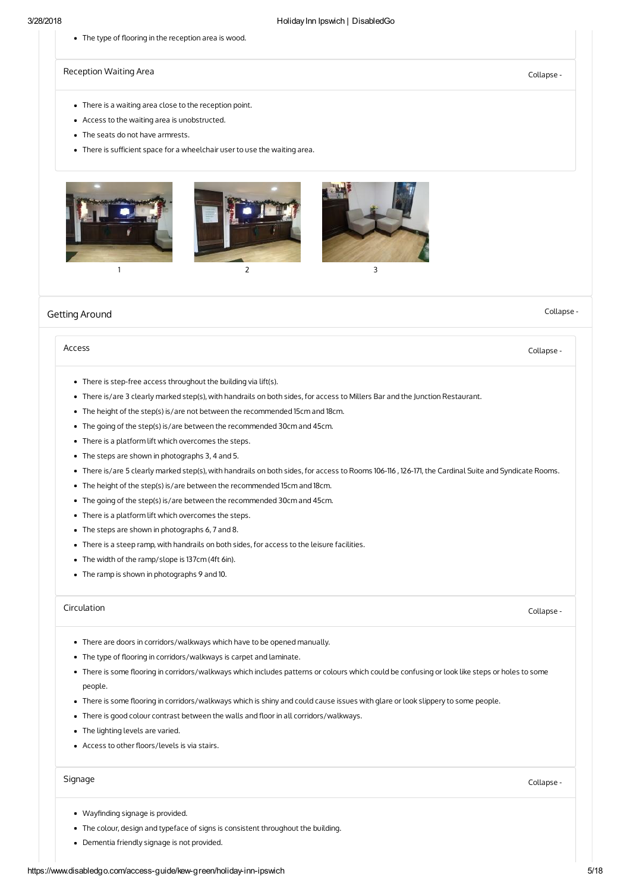- The type of flooring in the reception area is wood.

### Reception Waiting Area

Collapse -

- There is a waiting area close to the reception point.
- Access to the waiting area is unobstructed.
- The seats do not have armrests.
- There is sufficient space for a wheelchair user to use the waiting area.

1 2 3

## Getting Around

Collapse -

### Access

Collapse -

- There is step-free access throughout the building via lift(s).
- There is/are 3 clearly marked step(s), with handrails on both sides, for access to Millers Bar and the Junction Restaurant.
- The height of the step(s) is/are not between the recommended 15cm and 18cm.
- The going of the step(s) is/are between the recommended 30cm and 45cm.
- There is a platform lift which overcomes the steps.
- The steps are shown in photographs 3, 4 and 5.
- There is/are 5 clearly marked step(s), with handrails on both sides, for access to Rooms 106-116 , 126-171, the Cardinal Suite and Syndicate Rooms.
- The height of the step(s) is/are between the recommended 15cm and 18cm.
- The going of the step(s) is/are between the recommended 30cm and 45cm.
- There is a platform lift which overcomes the steps.
- The steps are shown in photographs 6, 7 and 8.
- There is a steep ramp, with handrails on both sides, for access to the leisure facilities.
- The width of the ramp/slope is 137cm (4ft 6in).
- The ramp is shown in photographs 9 and 10.

### Circulation

Collapse -

- There are doors in corridors/walkways which have to be opened manually.
- The type of flooring in corridors/walkways is carpet and laminate.
- There is some flooring in corridors/walkways which includes patterns or colours which could be confusing or look like steps or holes to some people.
- There is some flooring in corridors/walkways which is shiny and could cause issues with glare or look slippery to some people.
- There is good colour contrast between the walls and floor in all corridors/walkways.
- The lighting levels are varied.
- Access to other floors/levels is via stairs.

### Signage

Collapse -

- Wayfinding signage is provided.
- The colour, design and typeface of signs is consistent throughout the building.
- Dementia friendly signage is not provided.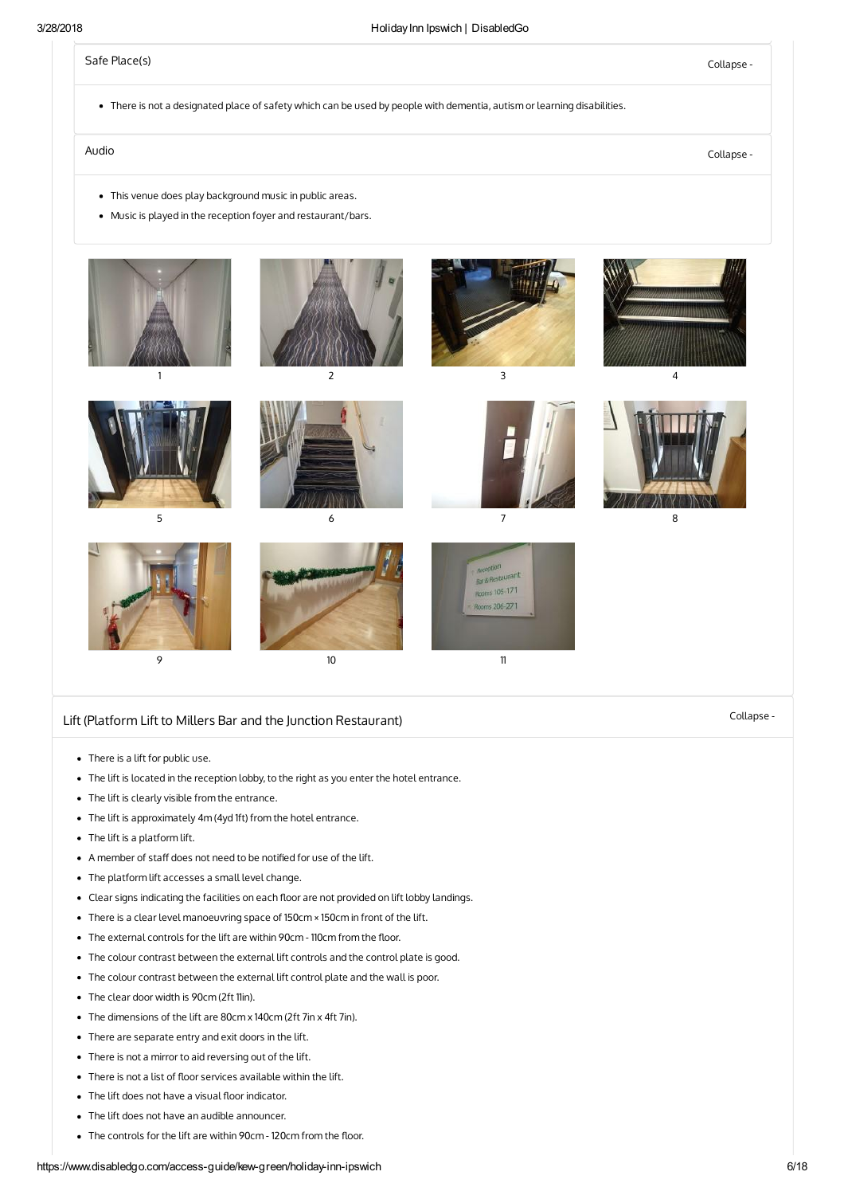### Safe Place(s)

Collapse -

- There is not a designated place of safety which can be used by people with dementia, autism or learning disabilities.

### Audio

Collapse -

- This venue does play background music in public areas.
- Music is played in the reception foyer and restaurant/bars.

1 2 3 4

5 6 7 8

9 10 11

## Lift (Platform Lift to Millers Bar and the Junction Restaurant)

Collapse -

- There is a lift for public use.
- The lift is located in the reception lobby, to the right as you enter the hotel entrance.
- The lift is clearly visible from the entrance.
- The lift is approximately 4m (4yd 1ft) from the hotel entrance.
- The lift is a platform lift.
- A member of staff does not need to be notified for use of the lift.
- The platform lift accesses a small level change.
- Clear signs indicating the facilities on each floor are not provided on lift lobby landings.
- There is a clear level manoeuvring space of 150cm x 150cm in front of the lift.
- The external controls for the lift are within 90cm - 110cm from the floor.
- The colour contrast between the external lift controls and the control plate is good.
- The colour contrast between the external lift control plate and the wall is poor.
- The clear door width is 90cm (2ft 11in).
- The dimensions of the lift are 80cm x 140cm (2ft 7in x 4ft 7in).
- There are separate entry and exit doors in the lift.
- There is not a mirror to aid reversing out of the lift.
- There is not a list of floor services available within the lift.
- The lift does not have a visual floor indicator.
- The lift does not have an audible announcer.
- The controls for the lift are within 90cm - 120cm from the floor.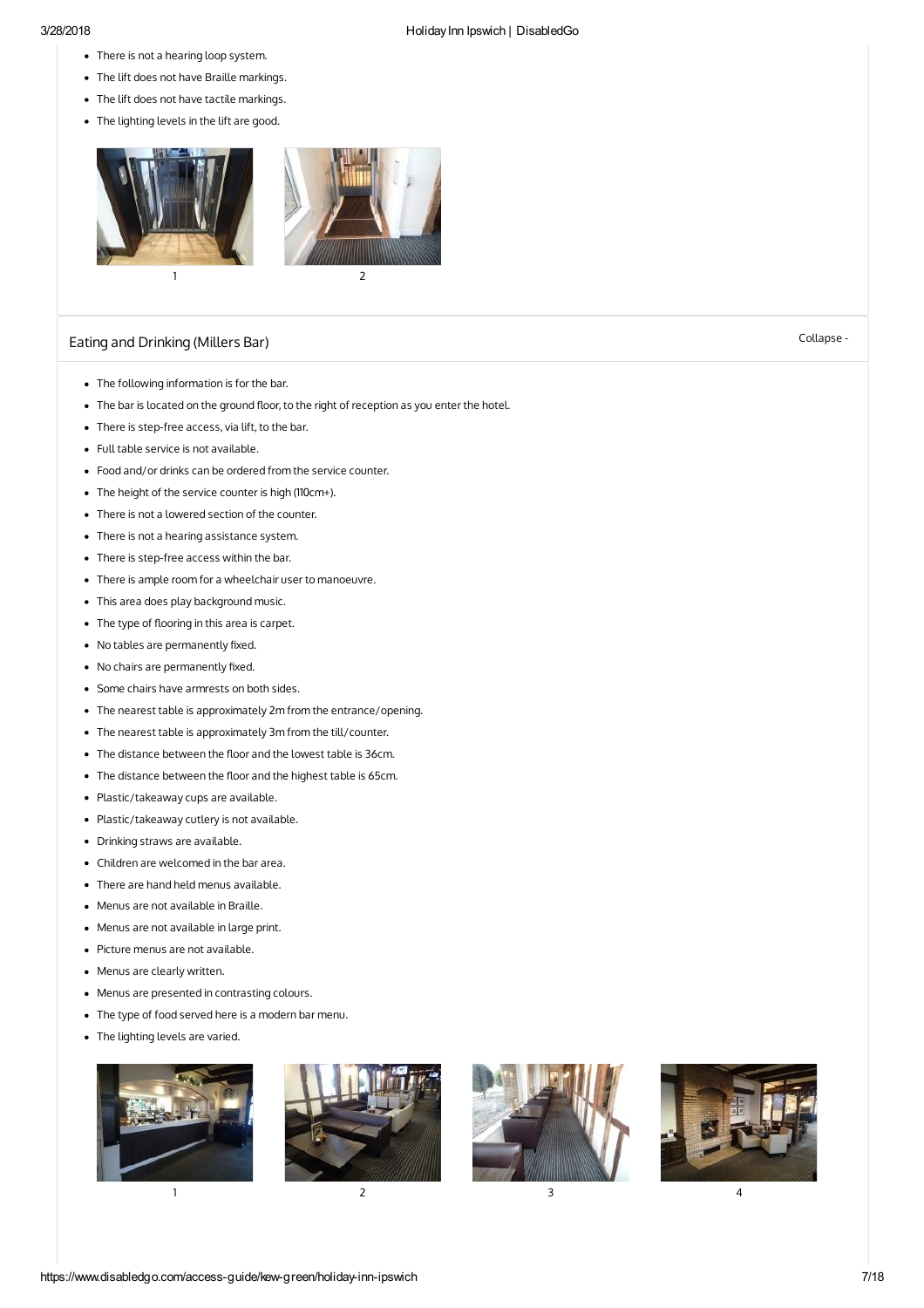- There is not a hearing loop system.
- The lift does not have Braille markings.
- The lift does not have tactile markings.
- The lighting levels in the lift are good.

1 2

## Eating and Drinking (Millers Bar)

Collapse -

- The following information is for the bar.
- The bar is located on the ground floor, to the right of reception as you enter the hotel.
- There is step-free access, via lift, to the bar.
- Full table service is not available.
- Food and/or drinks can be ordered from the service counter.
- The height of the service counter is high (110cm+).
- There is not a lowered section of the counter.
- There is not a hearing assistance system.
- There is step-free access within the bar.
- There is ample room for a wheelchair user to manoeuvre.
- This area does play background music.
- The type of flooring in this area is carpet.
- No tables are permanently fixed.
- No chairs are permanently fixed.
- Some chairs have armrests on both sides.
- The nearest table is approximately 2m from the entrance/opening.
- The nearest table is approximately 3m from the till/counter.
- The distance between the floor and the lowest table is 36cm.
- The distance between the floor and the highest table is 65cm.
- Plastic/takeaway cups are available.
- Plastic/takeaway cutlery is not available.
- Drinking straws are available.
- Children are welcomed in the bar area.
- There are hand held menus available.
- Menus are not available in Braille.
- Menus are not available in large print.
- Picture menus are not available.
- Menus are clearly written.
- Menus are presented in contrasting colours.
- The type of food served here is a modern bar menu.
- The lighting levels are varied.

1 2 3 4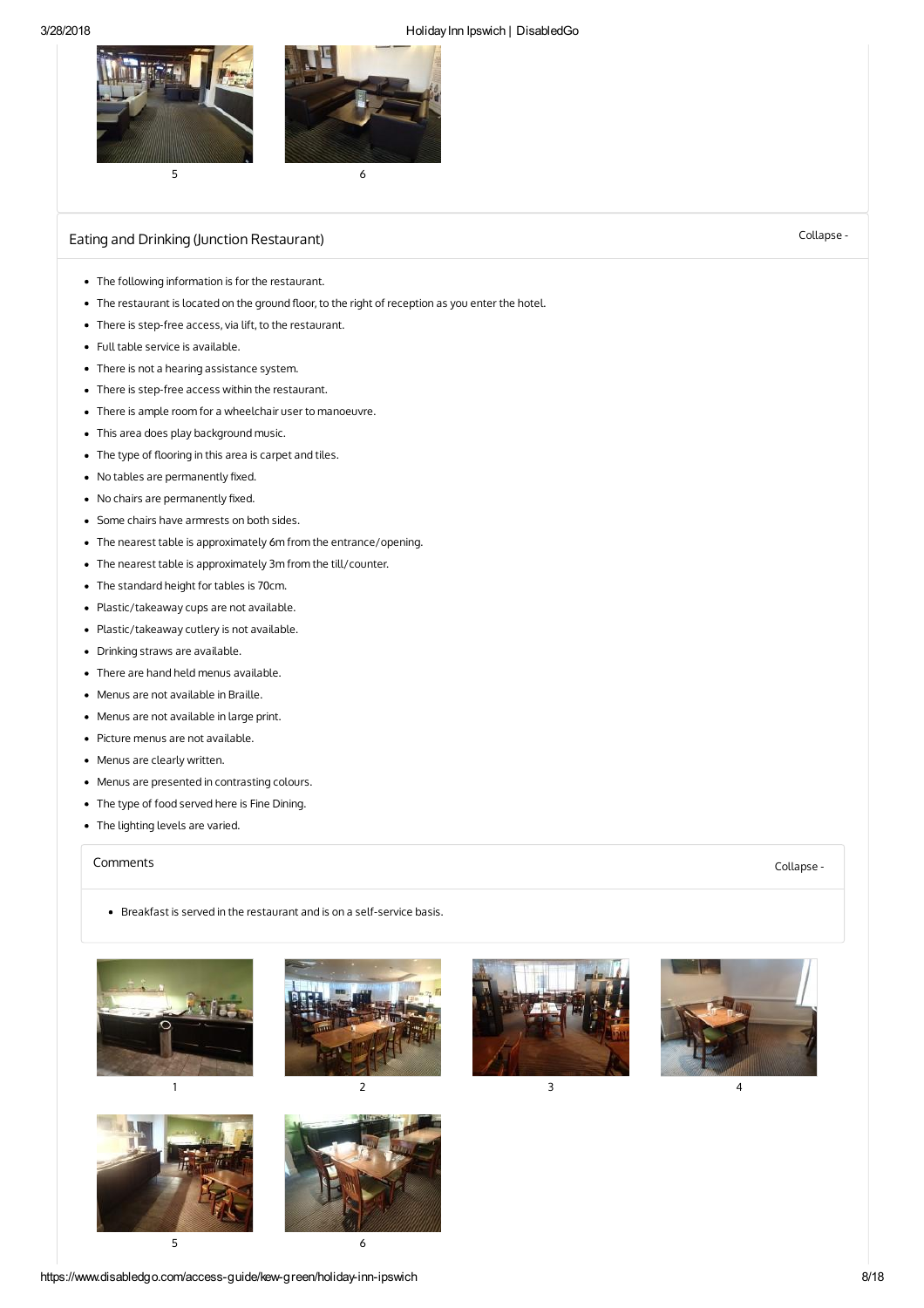5 6

## Eating and Drinking (Junction Restaurant)

Collapse -

- The following information is for the restaurant.
- The restaurant is located on the ground floor, to the right of reception as you enter the hotel.
- There is step-free access, via lift, to the restaurant.
- Full table service is available.
- There is not a hearing assistance system.
- There is step-free access within the restaurant.
- There is ample room for a wheelchair user to manoeuvre.
- This area does play background music.
- The type of flooring in this area is carpet and tiles.
- No tables are permanently fixed.
- No chairs are permanently fixed.
- Some chairs have armrests on both sides.
- The nearest table is approximately 6m from the entrance/opening.
- The nearest table is approximately 3m from the till/counter.
- The standard height for tables is 70cm.
- Plastic/takeaway cups are not available.
- Plastic/takeaway cutlery is not available.
- Drinking straws are available.
- There are hand held menus available.
- Menus are not available in Braille.
- Menus are not available in large print.
- Picture menus are not available.
- Menus are clearly written.
- Menus are presented in contrasting colours.
- The type of food served here is Fine Dining.
- The lighting levels are varied.

### Comments

Collapse -

- Breakfast is served in the restaurant and is on a self-service basis.

1 2 3 4

5 6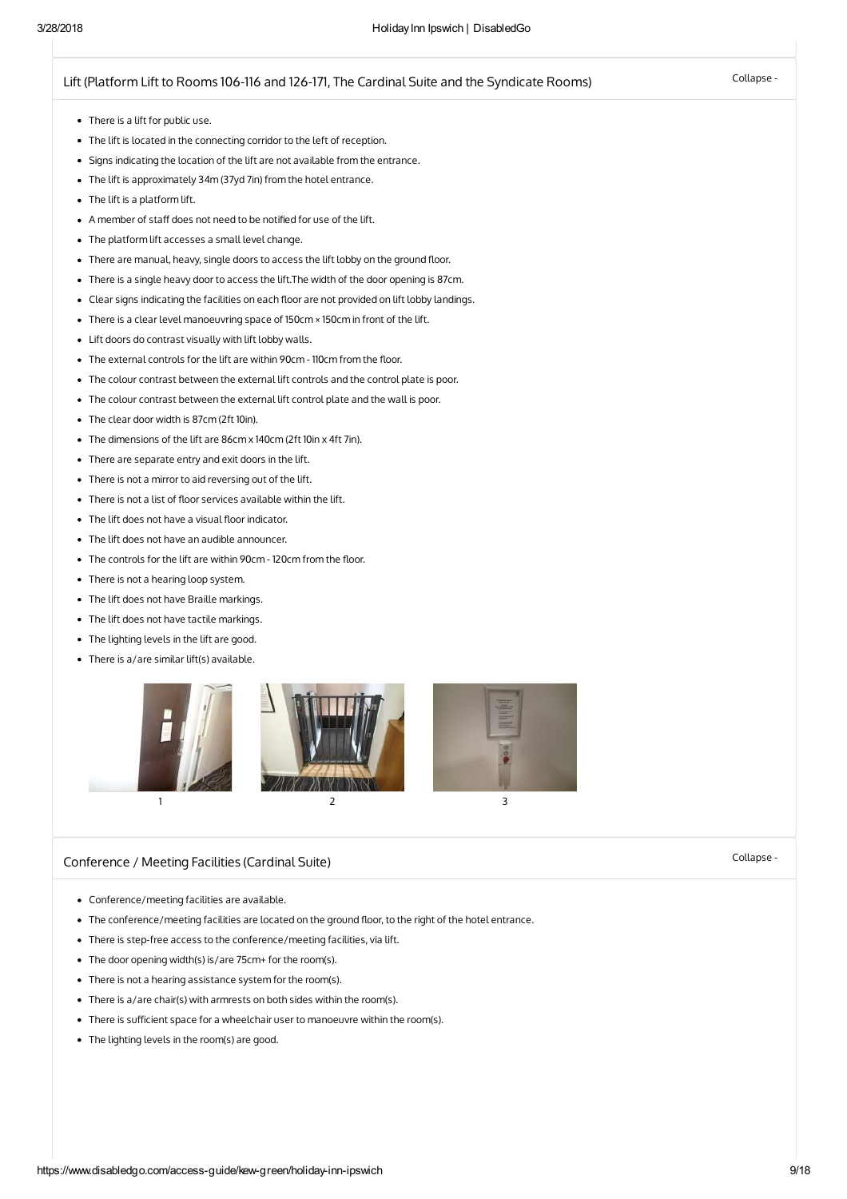## Lift (Platform Lift to Rooms 106-116 and 126-171, The Cardinal Suite and the Syndicate Rooms)

Collapse -

- There is a lift for public use.
- The lift is located in the connecting corridor to the left of reception.
- Signs indicating the location of the lift are not available from the entrance.
- The lift is approximately 34m (37yd 7in) from the hotel entrance.
- The lift is a platform lift.
- A member of staff does not need to be notified for use of the lift.
- The platform lift accesses a small level change.
- There are manual, heavy, single doors to access the lift lobby on the ground floor.
- There is a single heavy door to access the lift.The width of the door opening is 87cm.
- Clear signs indicating the facilities on each floor are not provided on lift lobby landings.
- There is a clear level manoeuvring space of 150cm x 150cm in front of the lift.
- Lift doors do contrast visually with lift lobby walls.
- The external controls for the lift are within 90cm - 110cm from the floor.
- The colour contrast between the external lift controls and the control plate is poor.
- The colour contrast between the external lift control plate and the wall is poor.
- The clear door width is 87cm (2ft 10in).
- The dimensions of the lift are 86cm x 140cm (2ft 10in x 4ft 7in).
- There are separate entry and exit doors in the lift.
- There is not a mirror to aid reversing out of the lift.
- There is not a list of floor services available within the lift.
- The lift does not have a visual floor indicator.
- The lift does not have an audible announcer.
- The controls for the lift are within 90cm - 120cm from the floor.
- There is not a hearing loop system.
- The lift does not have Braille markings.
- The lift does not have tactile markings.
- The lighting levels in the lift are good.
- There is a/are similar lift(s) available.

1 2 3

## Conference / Meeting Facilities (Cardinal Suite)

Collapse -

- Conference/meeting facilities are available.
- The conference/meeting facilities are located on the ground floor, to the right of the hotel entrance.
- There is step-free access to the conference/meeting facilities, via lift.
- The door opening width(s) is/are 75cm+ for the room(s).
- There is not a hearing assistance system for the room(s).
- There is a/are chair(s) with armrests on both sides within the room(s).
- There is sufficient space for a wheelchair user to manoeuvre within the room(s).
- The lighting levels in the room(s) are good.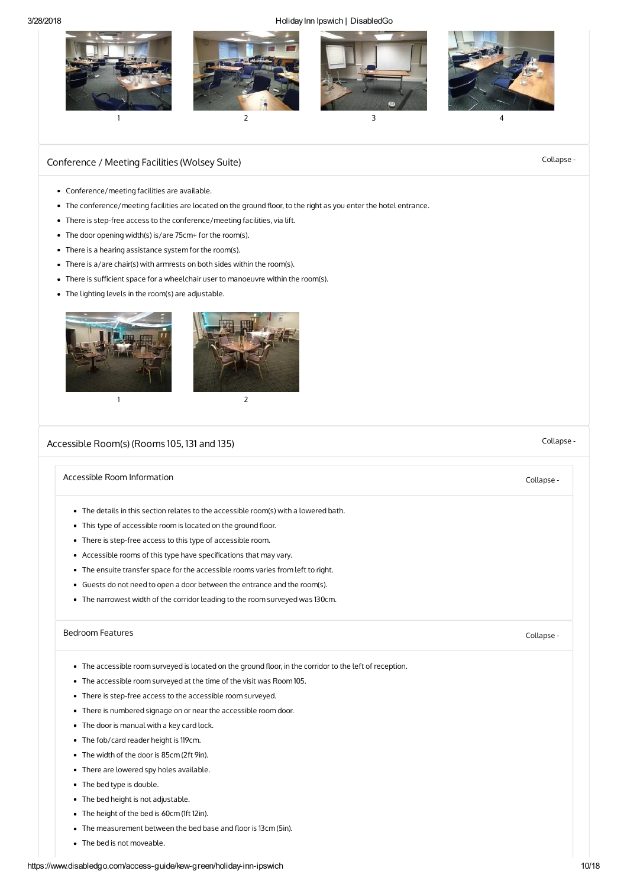1 2 3 4

## Conference / Meeting Facilities (Wolsey Suite)

Collapse -

- Conference/meeting facilities are available.
- The conference/meeting facilities are located on the ground floor, to the right as you enter the hotel entrance.
- There is step-free access to the conference/meeting facilities, via lift.
- The door opening width(s) is/are 75cm+ for the room(s).
- There is a hearing assistance system for the room(s).
- There is a/are chair(s) with armrests on both sides within the room(s).
- There is sufficient space for a wheelchair user to manoeuvre within the room(s).
- The lighting levels in the room(s) are adjustable.

1 2

## Accessible Room(s) (Rooms 105, 131 and 135)

Collapse -

### Accessible Room Information

Collapse -

- The details in this section relates to the accessible room(s) with a lowered bath.
- This type of accessible room is located on the ground floor.
- There is step-free access to this type of accessible room.
- Accessible rooms of this type have specifications that may vary.
- The ensuite transfer space for the accessible rooms varies from left to right.
- Guests do not need to open a door between the entrance and the room(s).
- The narrowest width of the corridor leading to the room surveyed was 130cm.

### Bedroom Features

Collapse -

- The accessible room surveyed is located on the ground floor, in the corridor to the left of reception.
- The accessible room surveyed at the time of the visit was Room 105.
- There is step-free access to the accessible room surveyed.
- There is numbered signage on or near the accessible room door.
- The door is manual with a key card lock.
- The fob/card reader height is 119cm.
- The width of the door is 85cm (2ft 9in).
- There are lowered spy holes available.
- The bed type is double.
- The bed height is not adjustable.
- The height of the bed is 60cm (1ft 12in).
- The measurement between the bed base and floor is 13cm (5in).
- The bed is not moveable.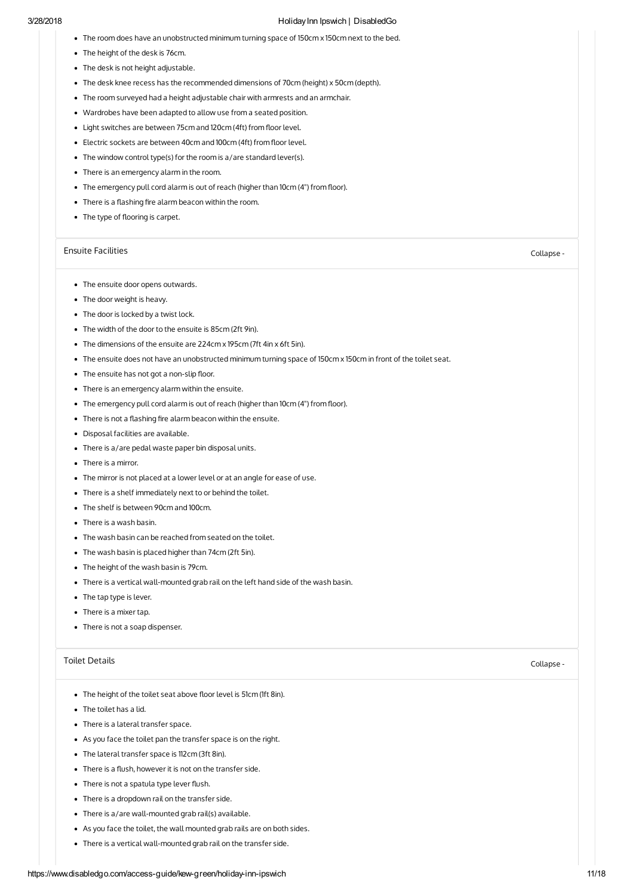- The room does have an unobstructed minimum turning space of 150cm x 150cm next to the bed.
- The height of the desk is 76cm.
- The desk is not height adjustable.
- The desk knee recess has the recommended dimensions of 70cm (height) x 50cm (depth).
- The room surveyed had a height adjustable chair with armrests and an armchair.
- Wardrobes have been adapted to allow use from a seated position.
- Light switches are between 75cm and 120cm (4ft) from floor level.
- Electric sockets are between 40cm and 100cm (4ft) from floor level.
- The window control type(s) for the room is a/are standard lever(s).
- There is an emergency alarm in the room.
- The emergency pull cord alarm is out of reach (higher than 10cm (4") from floor).
- There is a flashing fire alarm beacon within the room.
- The type of flooring is carpet.

## Ensuite Facilities

Collapse -

- The ensuite door opens outwards.
- The door weight is heavy.
- The door is locked by a twist lock.
- The width of the door to the ensuite is 85cm (2ft 9in).
- The dimensions of the ensuite are 224cm x 195cm (7ft 4in x 6ft 5in).
- The ensuite does not have an unobstructed minimum turning space of 150cm x 150cm in front of the toilet seat.
- The ensuite has not got a non-slip floor.
- There is an emergency alarm within the ensuite.
- The emergency pull cord alarm is out of reach (higher than 10cm (4") from floor).
- There is not a flashing fire alarm beacon within the ensuite.
- Disposal facilities are available.
- There is a/are pedal waste paper bin disposal units.
- There is a mirror.
- The mirror is not placed at a lower level or at an angle for ease of use.
- There is a shelf immediately next to or behind the toilet.
- The shelf is between 90cm and 100cm.
- There is a wash basin.
- The wash basin can be reached from seated on the toilet.
- The wash basin is placed higher than 74cm (2ft 5in).
- The height of the wash basin is 79cm.
- There is a vertical wall-mounted grab rail on the left hand side of the wash basin.
- The tap type is lever.
- There is a mixer tap.
- There is not a soap dispenser.

## Toilet Details

Collapse -

- The height of the toilet seat above floor level is 51cm (1ft 8in).
- The toilet has a lid.
- There is a lateral transfer space.
- As you face the toilet pan the transfer space is on the right.
- The lateral transfer space is 112cm (3ft 8in).
- There is a flush, however it is not on the transfer side.
- There is not a spatula type lever flush.
- There is a dropdown rail on the transfer side.
- There is a/are wall-mounted grab rail(s) available.
- As you face the toilet, the wall mounted grab rails are on both sides.
- There is a vertical wall-mounted grab rail on the transfer side.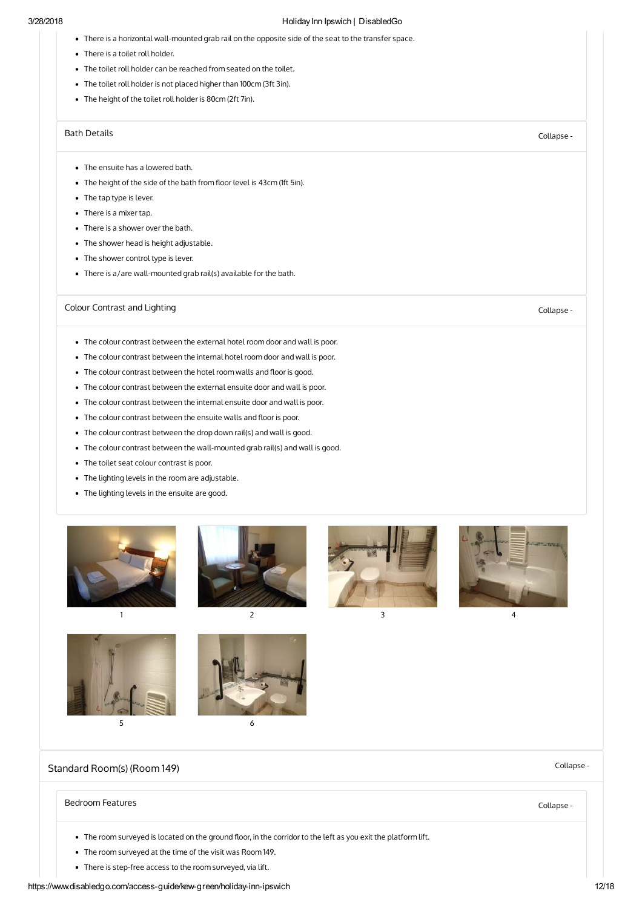- There is a horizontal wall-mounted grab rail on the opposite side of the seat to the transfer space.
- There is a toilet roll holder.
- The toilet roll holder can be reached from seated on the toilet.
- The toilet roll holder is not placed higher than 100cm (3ft 3in).
- The height of the toilet roll holder is 80cm (2ft 7in).

### Bath Details

Collapse -

- The ensuite has a lowered bath.
- The height of the side of the bath from floor level is 43cm (1ft 5in).
- The tap type is lever.
- There is a mixer tap.
- There is a shower over the bath.
- The shower head is height adjustable.
- The shower control type is lever.
- There is a/are wall-mounted grab rail(s) available for the bath.

### Colour Contrast and Lighting

Collapse -

- The colour contrast between the external hotel room door and wall is poor.
- The colour contrast between the internal hotel room door and wall is poor.
- The colour contrast between the hotel room walls and floor is good.
- The colour contrast between the external ensuite door and wall is poor.
- The colour contrast between the internal ensuite door and wall is poor.
- The colour contrast between the ensuite walls and floor is poor.
- The colour contrast between the drop down rail(s) and wall is good.
- The colour contrast between the wall-mounted grab rail(s) and wall is good.
- The toilet seat colour contrast is poor.
- The lighting levels in the room are adjustable.
- The lighting levels in the ensuite are good.

1

2

3

4

5

6

## Standard Room(s) (Room 149)

Collapse -

### Bedroom Features

Collapse -

- The room surveyed is located on the ground floor, in the corridor to the left as you exit the platform lift.
- The room surveyed at the time of the visit was Room 149.
- There is step-free access to the room surveyed, via lift.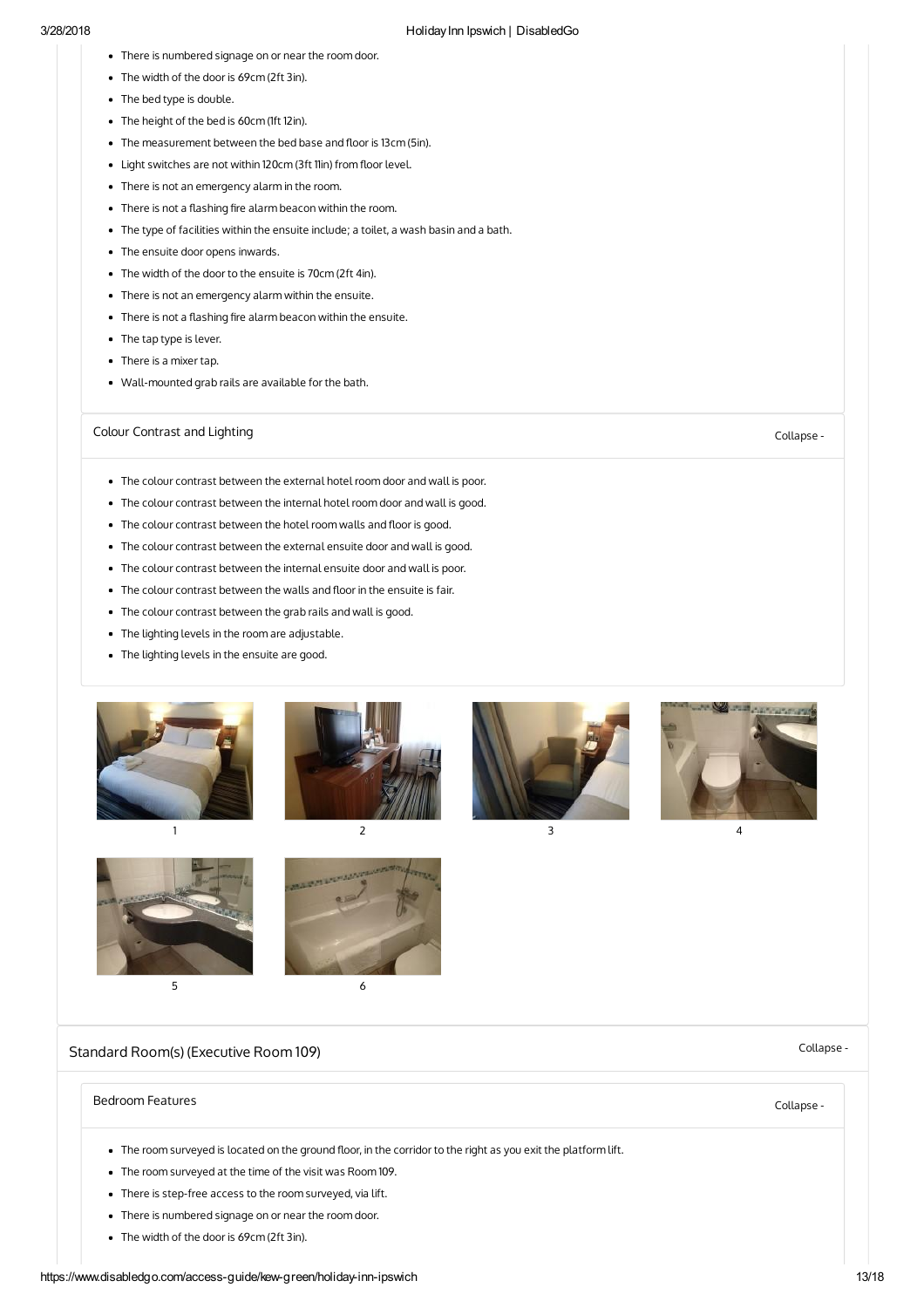- There is numbered signage on or near the room door.
- The width of the door is 69cm (2ft 3in).
- The bed type is double.
- The height of the bed is 60cm (1ft 12in).
- The measurement between the bed base and floor is 13cm (5in).
- Light switches are not within 120cm (3ft 11in) from floor level.
- There is not an emergency alarm in the room.
- There is not a flashing fire alarm beacon within the room.
- The type of facilities within the ensuite include; a toilet, a wash basin and a bath.
- The ensuite door opens inwards.
- The width of the door to the ensuite is 70cm (2ft 4in).
- There is not an emergency alarm within the ensuite.
- There is not a flashing fire alarm beacon within the ensuite.
- The tap type is lever.
- There is a mixer tap.
- Wall-mounted grab rails are available for the bath.

### Colour Contrast and Lighting

Collapse -

- The colour contrast between the external hotel room door and wall is poor.
- The colour contrast between the internal hotel room door and wall is good.
- The colour contrast between the hotel room walls and floor is good.
- The colour contrast between the external ensuite door and wall is good.
- The colour contrast between the internal ensuite door and wall is poor.
- The colour contrast between the walls and floor in the ensuite is fair.
- The colour contrast between the grab rails and wall is good.
- The lighting levels in the room are adjustable.
- The lighting levels in the ensuite are good.

1

2

3

4

5

6

## Standard Room(s) (Executive Room 109)

Collapse -

### Bedroom Features

Collapse -

- The room surveyed is located on the ground floor, in the corridor to the right as you exit the platform lift.
- The room surveyed at the time of the visit was Room 109.
- There is step-free access to the room surveyed, via lift.
- There is numbered signage on or near the room door.
- The width of the door is 69cm (2ft 3in).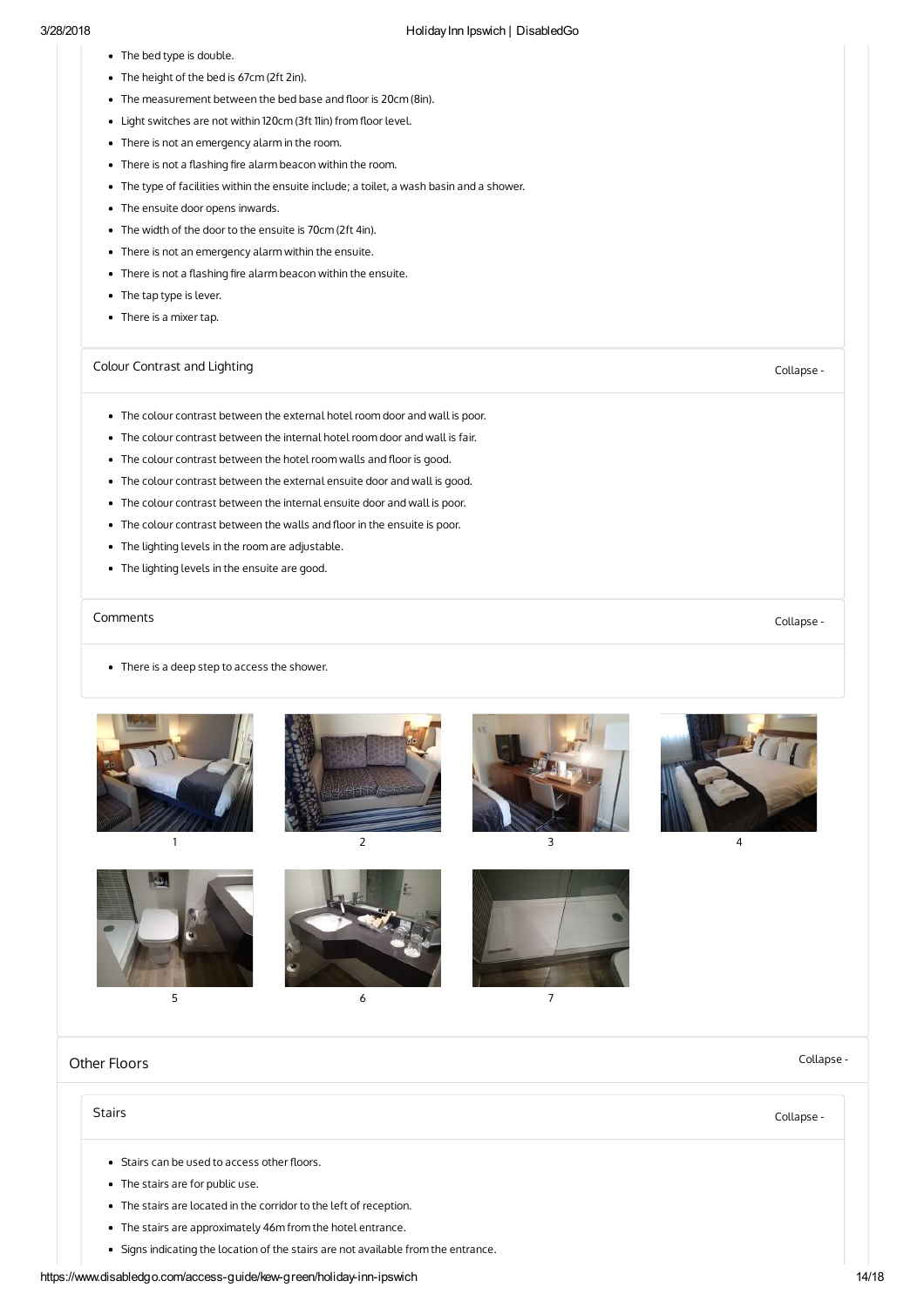- The bed type is double.
- The height of the bed is 67cm (2ft 2in).
- The measurement between the bed base and floor is 20cm (8in).
- Light switches are not within 120cm (3ft 11in) from floor level.
- There is not an emergency alarm in the room.
- There is not a flashing fire alarm beacon within the room.
- The type of facilities within the ensuite include; a toilet, a wash basin and a shower.
- The ensuite door opens inwards.
- The width of the door to the ensuite is 70cm (2ft 4in).
- There is not an emergency alarm within the ensuite.
- There is not a flashing fire alarm beacon within the ensuite.
- The tap type is lever.
- There is a mixer tap.

### Colour Contrast and Lighting

Collapse -

- The colour contrast between the external hotel room door and wall is poor.
- The colour contrast between the internal hotel room door and wall is fair.
- The colour contrast between the hotel room walls and floor is good.
- The colour contrast between the external ensuite door and wall is good.
- The colour contrast between the internal ensuite door and wall is poor.
- The colour contrast between the walls and floor in the ensuite is poor.
- The lighting levels in the room are adjustable.
- The lighting levels in the ensuite are good.

### Comments

Collapse -

- There is a deep step to access the shower.

1 2 3 4

5 6 7

## Other Floors

Collapse -

### Stairs

Collapse -

- Stairs can be used to access other floors.
- The stairs are for public use.
- The stairs are located in the corridor to the left of reception.
- The stairs are approximately 46m from the hotel entrance.
- Signs indicating the location of the stairs are not available from the entrance.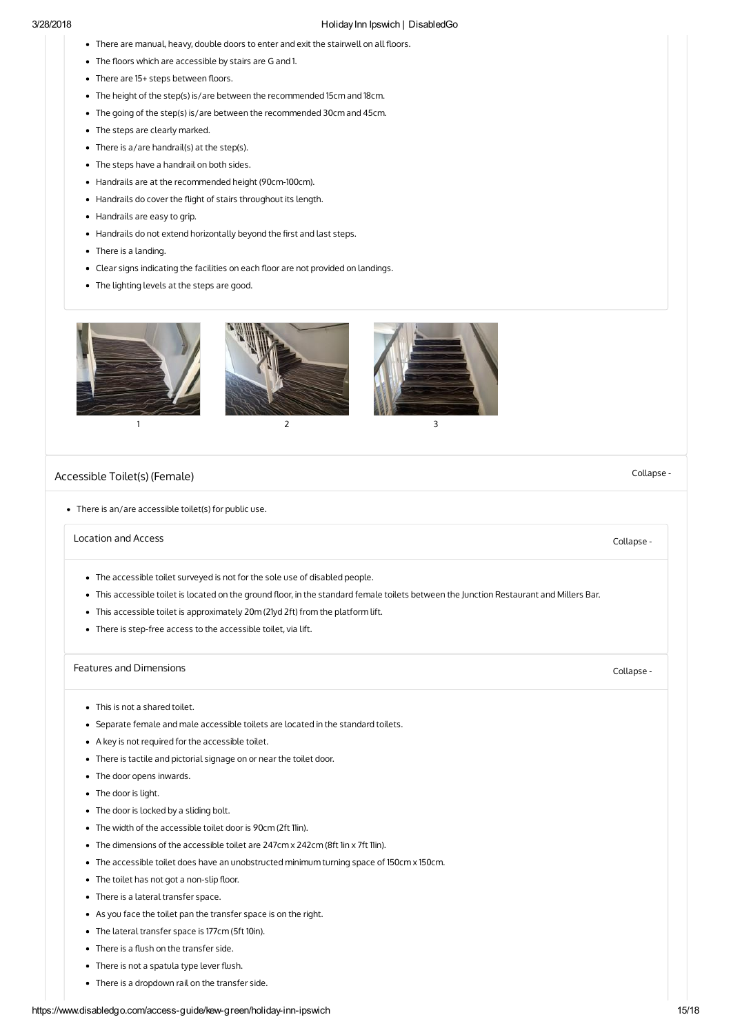- There are manual, heavy, double doors to enter and exit the stairwell on all floors.
- The floors which are accessible by stairs are G and 1.
- There are 15+ steps between floors.
- The height of the step(s) is/are between the recommended 15cm and 18cm.
- The going of the step(s) is/are between the recommended 30cm and 45cm.
- The steps are clearly marked.
- There is a/are handrail(s) at the step(s).
- The steps have a handrail on both sides.
- Handrails are at the recommended height (90cm-100cm).
- Handrails do cover the flight of stairs throughout its length.
- Handrails are easy to grip.
- Handrails do not extend horizontally beyond the first and last steps.
- There is a landing.
- Clear signs indicating the facilities on each floor are not provided on landings.
- The lighting levels at the steps are good.

1

2

3

## Accessible Toilet(s) (Female)

Collapse -

- There is an/are accessible toilet(s) for public use.

### Location and Access

Collapse -

- The accessible toilet surveyed is not for the sole use of disabled people.
- This accessible toilet is located on the ground floor, in the standard female toilets between the Junction Restaurant and Millers Bar.
- This accessible toilet is approximately 20m (21yd 2ft) from the platform lift.
- There is step-free access to the accessible toilet, via lift.

### Features and Dimensions

Collapse -

- This is not a shared toilet.
- Separate female and male accessible toilets are located in the standard toilets.
- A key is not required for the accessible toilet.
- There is tactile and pictorial signage on or near the toilet door.
- The door opens inwards.
- The door is light.
- The door is locked by a sliding bolt.
- The width of the accessible toilet door is 90cm (2ft 11in).
- The dimensions of the accessible toilet are 247cm x 242cm (8ft 1in x 7ft 11in).
- The accessible toilet does have an unobstructed minimum turning space of 150cm x 150cm.
- The toilet has not got a non-slip floor.
- There is a lateral transfer space.
- As you face the toilet pan the transfer space is on the right.
- The lateral transfer space is 177cm (5ft 10in).
- There is a flush on the transfer side.
- There is not a spatula type lever flush.
- There is a dropdown rail on the transfer side.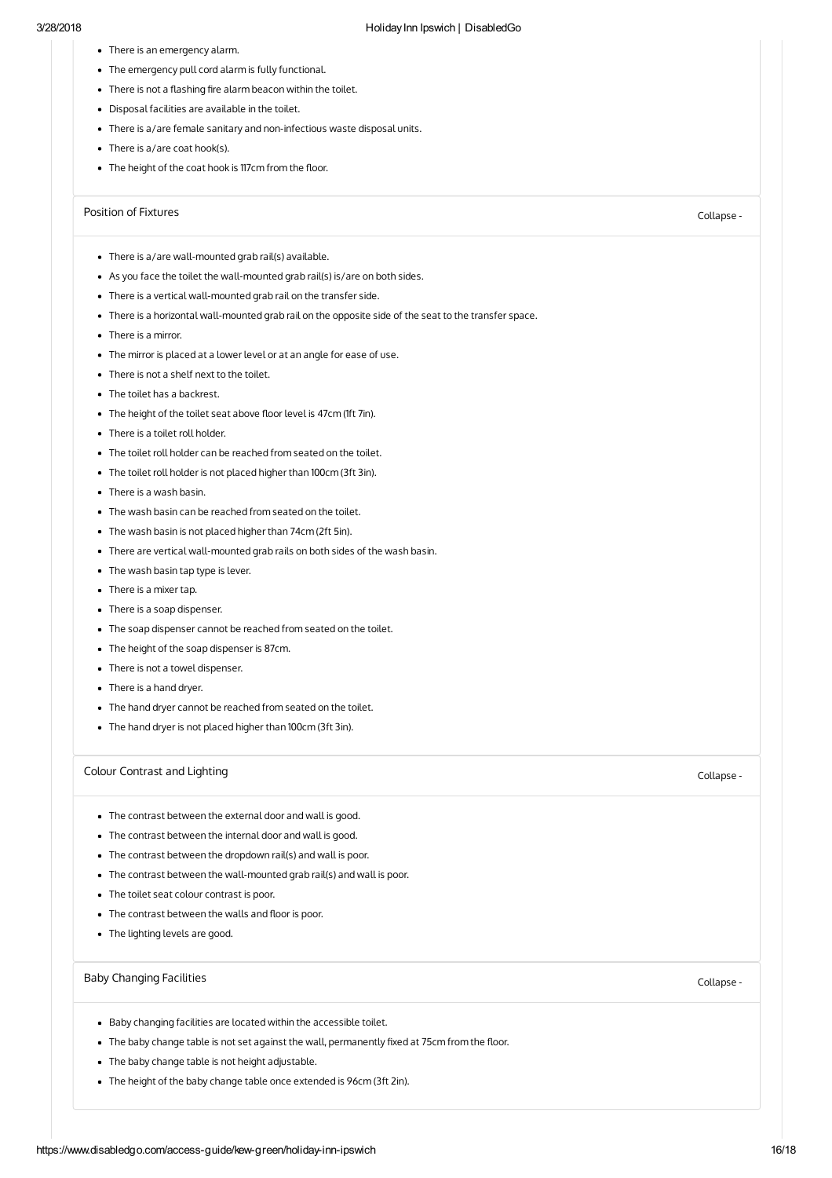- There is an emergency alarm.
- The emergency pull cord alarm is fully functional.
- There is not a flashing fire alarm beacon within the toilet.
- Disposal facilities are available in the toilet.
- There is a/are female sanitary and non-infectious waste disposal units.
- There is a/are coat hook(s).
- The height of the coat hook is 117cm from the floor.

## Position of Fixtures

Collapse -

- There is a/are wall-mounted grab rail(s) available.
- As you face the toilet the wall-mounted grab rail(s) is/are on both sides.
- There is a vertical wall-mounted grab rail on the transfer side.
- There is a horizontal wall-mounted grab rail on the opposite side of the seat to the transfer space.
- There is a mirror.
- The mirror is placed at a lower level or at an angle for ease of use.
- There is not a shelf next to the toilet.
- The toilet has a backrest.
- The height of the toilet seat above floor level is 47cm (1ft 7in).
- There is a toilet roll holder.
- The toilet roll holder can be reached from seated on the toilet.
- The toilet roll holder is not placed higher than 100cm (3ft 3in).
- There is a wash basin.
- The wash basin can be reached from seated on the toilet.
- The wash basin is not placed higher than 74cm (2ft 5in).
- There are vertical wall-mounted grab rails on both sides of the wash basin.
- The wash basin tap type is lever.
- There is a mixer tap.
- There is a soap dispenser.
- The soap dispenser cannot be reached from seated on the toilet.
- The height of the soap dispenser is 87cm.
- There is not a towel dispenser.
- There is a hand dryer.
- The hand dryer cannot be reached from seated on the toilet.
- The hand dryer is not placed higher than 100cm (3ft 3in).

## Colour Contrast and Lighting

Collapse -

- The contrast between the external door and wall is good.
- The contrast between the internal door and wall is good.
- The contrast between the dropdown rail(s) and wall is poor.
- The contrast between the wall-mounted grab rail(s) and wall is poor.
- The toilet seat colour contrast is poor.
- The contrast between the walls and floor is poor.
- The lighting levels are good.

## Baby Changing Facilities

Collapse -

- Baby changing facilities are located within the accessible toilet.
- The baby change table is not set against the wall, permanently fixed at 75cm from the floor.
- The baby change table is not height adjustable.
- The height of the baby change table once extended is 96cm (3ft 2in).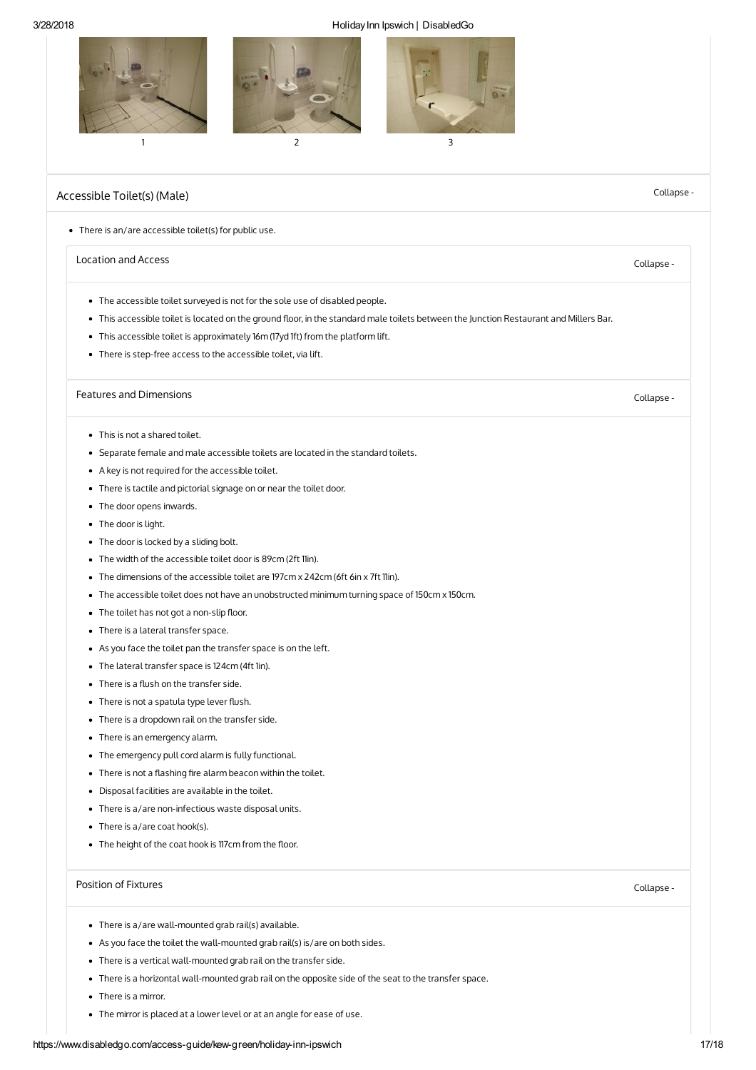1 2 3

## Accessible Toilet(s) (Male)

Collapse -

- There is an/are accessible toilet(s) for public use.

### Location and Access

Collapse -

- The accessible toilet surveyed is not for the sole use of disabled people.
- This accessible toilet is located on the ground floor, in the standard male toilets between the Junction Restaurant and Millers Bar.
- This accessible toilet is approximately 16m (17yd 1ft) from the platform lift.
- There is step-free access to the accessible toilet, via lift.

### Features and Dimensions

Collapse -

- This is not a shared toilet.
- Separate female and male accessible toilets are located in the standard toilets.
- A key is not required for the accessible toilet.
- There is tactile and pictorial signage on or near the toilet door.
- The door opens inwards.
- The door is light.
- The door is locked by a sliding bolt.
- The width of the accessible toilet door is 89cm (2ft 11in).
- The dimensions of the accessible toilet are 197cm x 242cm (6ft 6in x 7ft 11in).
- The accessible toilet does not have an unobstructed minimum turning space of 150cm x 150cm.
- The toilet has not got a non-slip floor.
- There is a lateral transfer space.
- As you face the toilet pan the transfer space is on the left.
- The lateral transfer space is 124cm (4ft 1in).
- There is a flush on the transfer side.
- There is not a spatula type lever flush.
- There is a dropdown rail on the transfer side.
- There is an emergency alarm.
- The emergency pull cord alarm is fully functional.
- There is not a flashing fire alarm beacon within the toilet.
- Disposal facilities are available in the toilet.
- There is a/are non-infectious waste disposal units.
- There is a/are coat hook(s).
- The height of the coat hook is 117cm from the floor.

### Position of Fixtures

Collapse -

- There is a/are wall-mounted grab rail(s) available.
- As you face the toilet the wall-mounted grab rail(s) is/are on both sides.
- There is a vertical wall-mounted grab rail on the transfer side.
- There is a horizontal wall-mounted grab rail on the opposite side of the seat to the transfer space.
- There is a mirror.
- The mirror is placed at a lower level or at an angle for ease of use.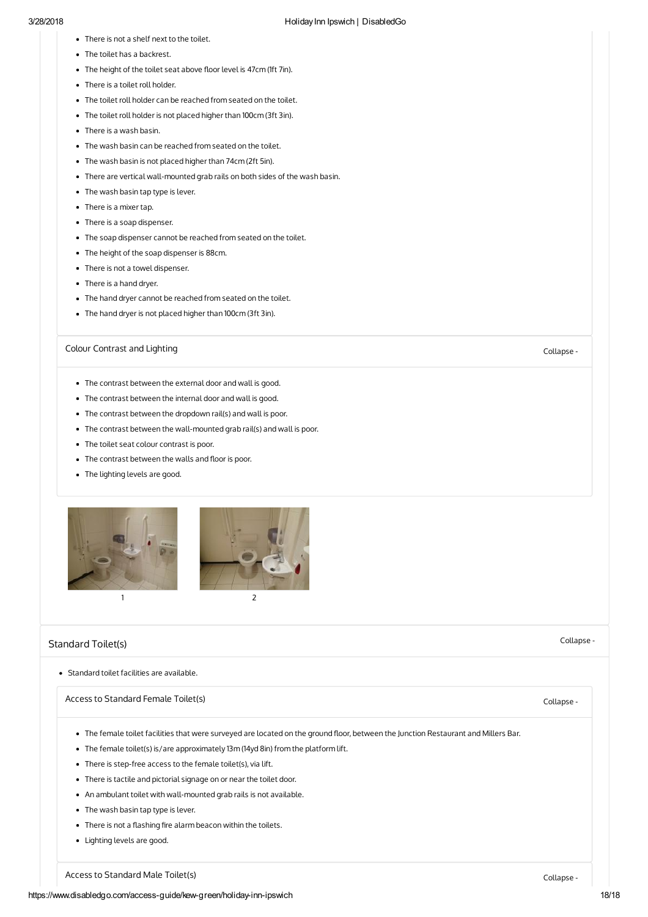- There is not a shelf next to the toilet.
- The toilet has a backrest.
- The height of the toilet seat above floor level is 47cm (1ft 7in).
- There is a toilet roll holder.
- The toilet roll holder can be reached from seated on the toilet.
- The toilet roll holder is not placed higher than 100cm (3ft 3in).
- There is a wash basin.
- The wash basin can be reached from seated on the toilet.
- The wash basin is not placed higher than 74cm (2ft 5in).
- There are vertical wall-mounted grab rails on both sides of the wash basin.
- The wash basin tap type is lever.
- There is a mixer tap.
- There is a soap dispenser.
- The soap dispenser cannot be reached from seated on the toilet.
- The height of the soap dispenser is 88cm.
- There is not a towel dispenser.
- There is a hand dryer.
- The hand dryer cannot be reached from seated on the toilet.
- The hand dryer is not placed higher than 100cm (3ft 3in).

### Colour Contrast and Lighting

Collapse -

- The contrast between the external door and wall is good.
- The contrast between the internal door and wall is good.
- The contrast between the dropdown rail(s) and wall is poor.
- The contrast between the wall-mounted grab rail(s) and wall is poor.
- The toilet seat colour contrast is poor.
- The contrast between the walls and floor is poor.
- The lighting levels are good.

1

2

## Standard Toilet(s)

Collapse -

- Standard toilet facilities are available.

### Access to Standard Female Toilet(s)

Collapse -

- The female toilet facilities that were surveyed are located on the ground floor, between the Junction Restaurant and Millers Bar.
- The female toilet(s) is/are approximately 13m (14yd 8in) from the platform lift.
- There is step-free access to the female toilet(s), via lift.
- There is tactile and pictorial signage on or near the toilet door.
- An ambulant toilet with wall-mounted grab rails is not available.
- The wash basin tap type is lever.
- There is not a flashing fire alarm beacon within the toilets.
- Lighting levels are good.

### Access to Standard Male Toilet(s)

Collapse -